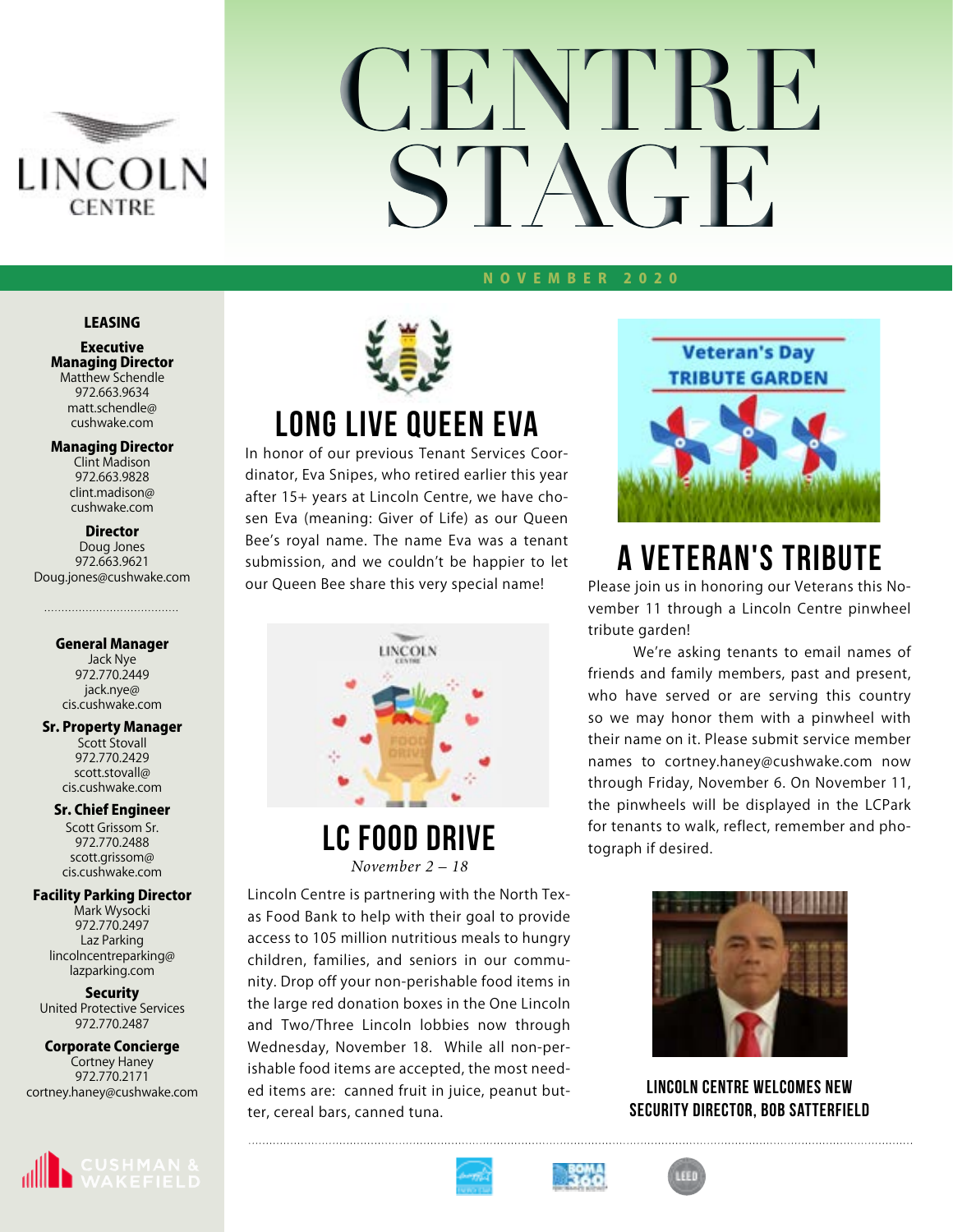# CENTRE STAGE

NOVEMBER 2020

## LEASING

**Executive Managing Director**
Matthew Schendle
972.663.9634
matt.schendle@cushwake.com

**Managing Director**
Clint Madison
972.663.9828
clint.madison@cushwake.com

**Director**
Doug Jones
972.663.9621
Doug.jones@cushwake.com

**General Manager**
Jack Nye
972.770.2449
jack.nye@cis.cushwake.com

**Sr. Property Manager**
Scott Stovall
972.770.2429
scott.stovall@cis.cushwake.com

**Sr. Chief Engineer**
Scott Grissom Sr.
972.770.2488
scott.grissom@cis.cushwake.com

**Facility Parking Director**
Mark Wysocki
972.770.2497
Laz Parking
lincolncentreparking@lazparking.com

**Security**
United Protective Services
972.770.2487

**Corporate Concierge**
Cortney Haney
972.770.2171
cortney.haney@cushwake.com

## LONG LIVE QUEEN EVA

In honor of our previous Tenant Services Coordinator, Eva Snipes, who retired earlier this year after 15+ years at Lincoln Centre, we have chosen Eva (meaning: Giver of Life) as our Queen Bee's royal name. The name Eva was a tenant submission, and we couldn't be happier to let our Queen Bee share this very special name!

## LC FOOD DRIVE

*November 2 – 18*

Lincoln Centre is partnering with the North Texas Food Bank to help with their goal to provide access to 105 million nutritious meals to hungry children, families, and seniors in our community. Drop off your non-perishable food items in the large red donation boxes in the One Lincoln and Two/Three Lincoln lobbies now through Wednesday, November 18. While all non-perishable food items are accepted, the most needed items are: canned fruit in juice, peanut butter, cereal bars, canned tuna.

## A VETERAN'S TRIBUTE

Please join us in honoring our Veterans this November 11 through a Lincoln Centre pinwheel tribute garden!

We're asking tenants to email names of friends and family members, past and present, who have served or are serving this country so we may honor them with a pinwheel with their name on it. Please submit service member names to cortney.haney@cushwake.com now through Friday, November 6. On November 11, the pinwheels will be displayed in the LCPark for tenants to walk, reflect, remember and photograph if desired.

**LINCOLN CENTRE WELCOMES NEW SECURITY DIRECTOR, BOB SATTERFIELD**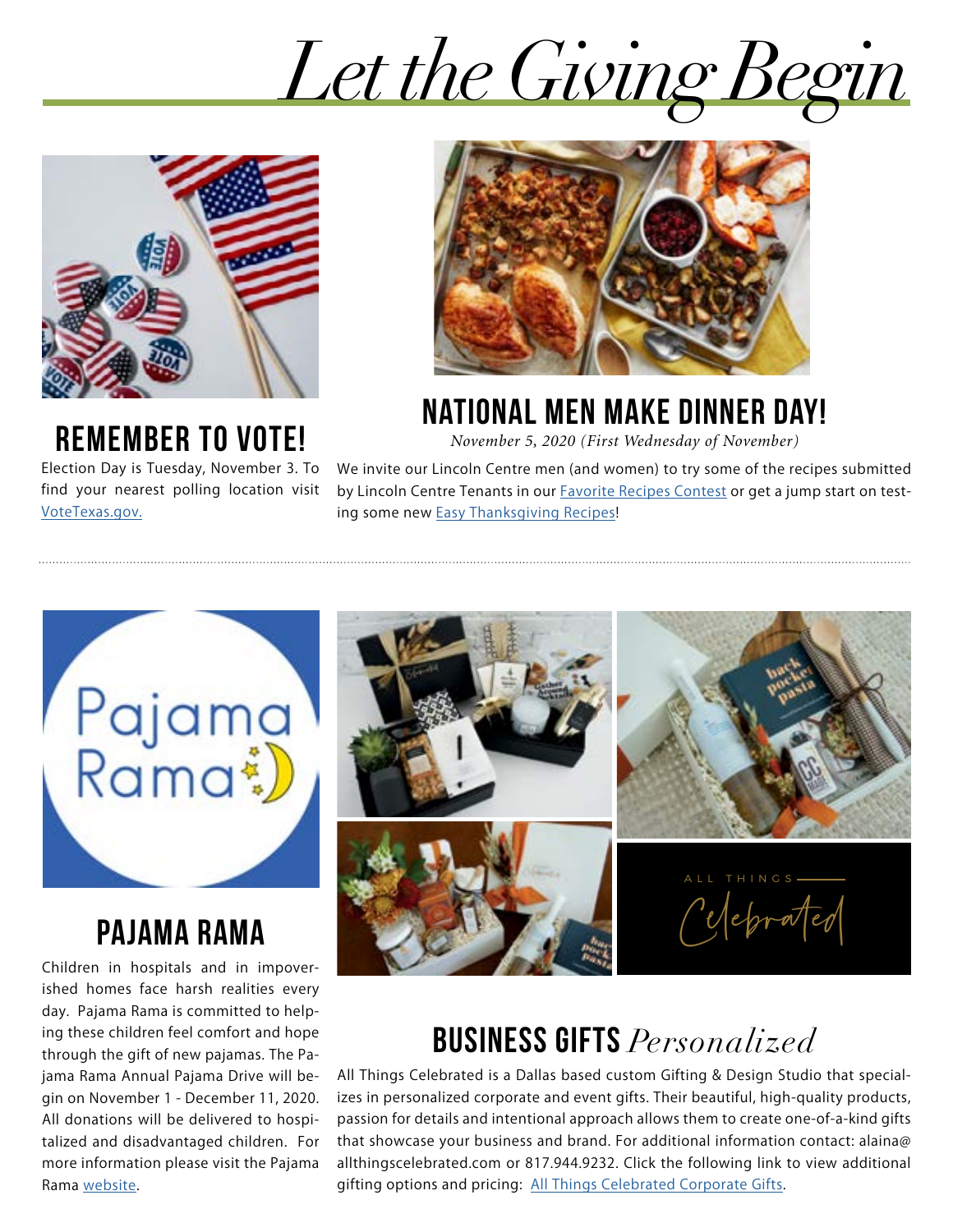# Let the Giving Begin

## REMEMBER TO VOTE!

Election Day is Tuesday, November 3. To find your nearest polling location visit VoteTexas.gov.

## NATIONAL MEN MAKE DINNER DAY!

*November 5, 2020 (First Wednesday of November)*

We invite our Lincoln Centre men (and women) to try some of the recipes submitted by Lincoln Centre Tenants in our Favorite Recipes Contest or get a jump start on testing some new Easy Thanksgiving Recipes!

## PAJAMA RAMA

Children in hospitals and in impoverished homes face harsh realities every day. Pajama Rama is committed to helping these children feel comfort and hope through the gift of new pajamas. The Pajama Rama Annual Pajama Drive will begin on November 1 - December 11, 2020. All donations will be delivered to hospitalized and disadvantaged children. For more information please visit the Pajama Rama website.

## BUSINESS GIFTS *Personalized*

All Things Celebrated is a Dallas based custom Gifting & Design Studio that specializes in personalized corporate and event gifts. Their beautiful, high-quality products, passion for details and intentional approach allows them to create one-of-a-kind gifts that showcase your business and brand. For additional information contact: alaina@allthingscelebrated.com or 817.944.9232. Click the following link to view additional gifting options and pricing: All Things Celebrated Corporate Gifts.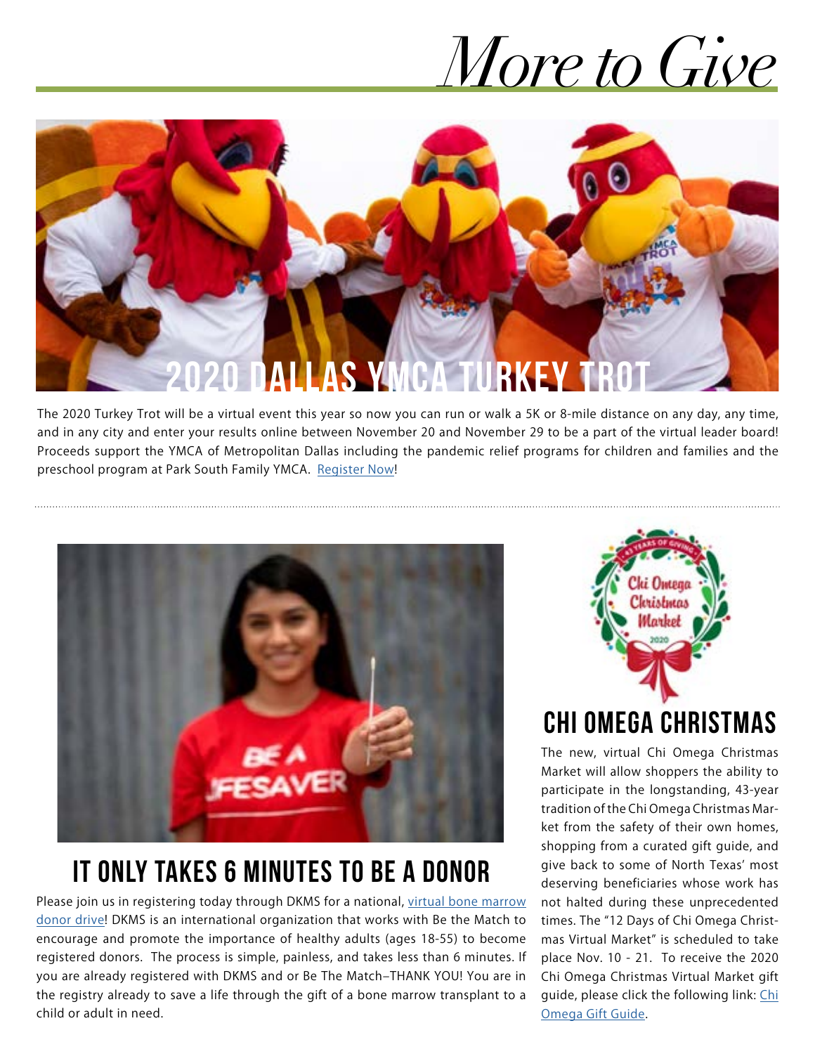# *More to Give*

## 2020 DALLAS YMCA TURKEY TROT

The 2020 Turkey Trot will be a virtual event this year so now you can run or walk a 5K or 8-mile distance on any day, any time, and in any city and enter your results online between November 20 and November 29 to be a part of the virtual leader board! Proceeds support the YMCA of Metropolitan Dallas including the pandemic relief programs for children and families and the preschool program at Park South Family YMCA. Register Now!

## IT ONLY TAKES 6 MINUTES TO BE A DONOR

Please join us in registering today through DKMS for a national, virtual bone marrow donor drive! DKMS is an international organization that works with Be the Match to encourage and promote the importance of healthy adults (ages 18-55) to become registered donors. The process is simple, painless, and takes less than 6 minutes. If you are already registered with DKMS and or Be The Match–THANK YOU! You are in the registry already to save a life through the gift of a bone marrow transplant to a child or adult in need.

## CHI OMEGA CHRISTMAS

The new, virtual Chi Omega Christmas Market will allow shoppers the ability to participate in the longstanding, 43-year tradition of the Chi Omega Christmas Market from the safety of their own homes, shopping from a curated gift guide, and give back to some of North Texas' most deserving beneficiaries whose work has not halted during these unprecedented times. The "12 Days of Chi Omega Christmas Virtual Market" is scheduled to take place Nov. 10 - 21. To receive the 2020 Chi Omega Christmas Virtual Market gift guide, please click the following link: Chi Omega Gift Guide.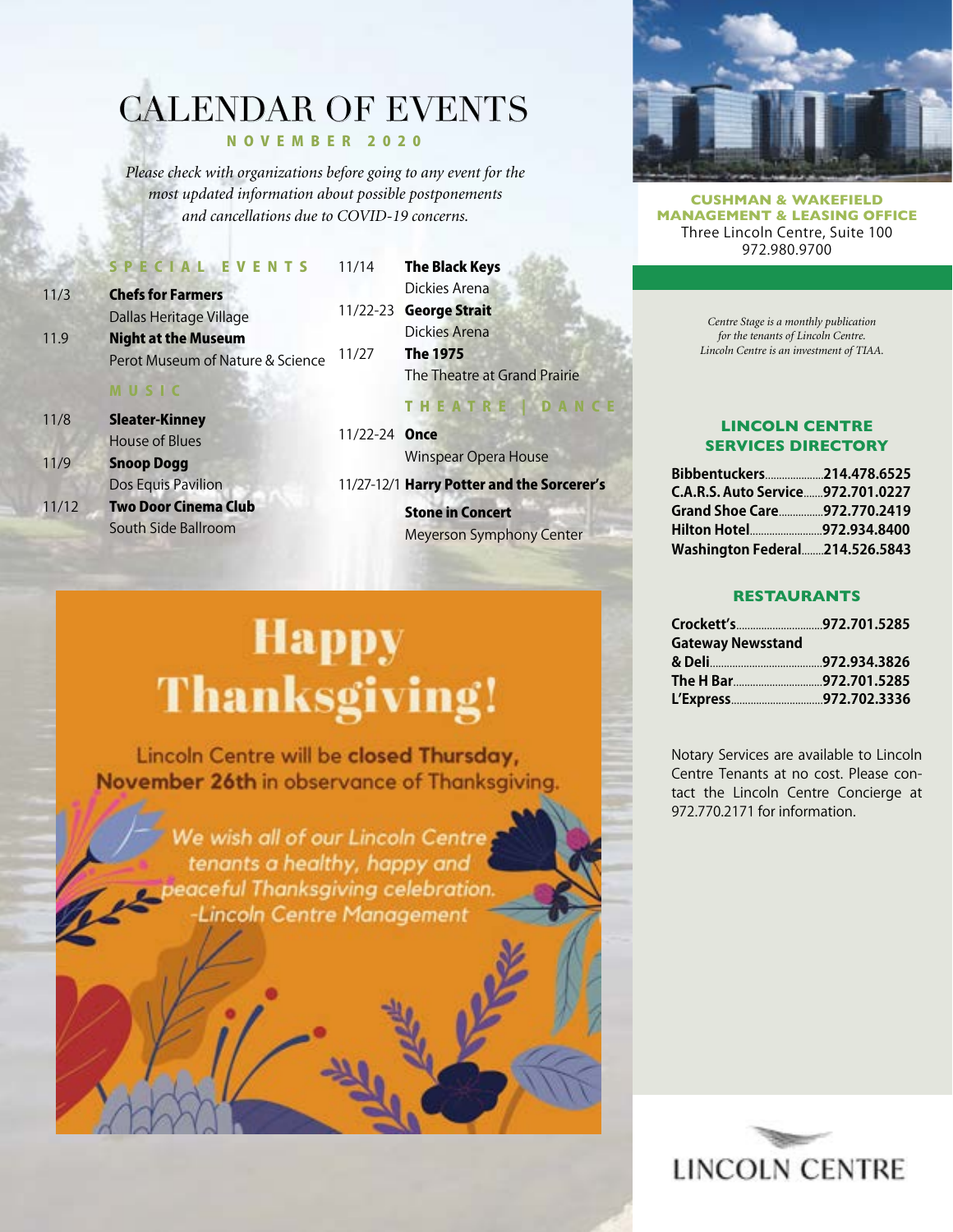# CALENDAR OF EVENTS

## NOVEMBER 2020

*Please check with organizations before going to any event for the most updated information about possible postponements and cancellations due to COVID-19 concerns.*

### SPECIAL EVENTS

11/3 **Chefs for Farmers**
Dallas Heritage Village

11.9 **Night at the Museum**
Perot Museum of Nature & Science

### MUSIC

11/8 **Sleater-Kinney**
House of Blues

11/9 **Snoop Dogg**
Dos Equis Pavilion

11/12 **Two Door Cinema Club**
South Side Ballroom

11/14 **The Black Keys**
Dickies Arena

11/22-23 **George Strait**
Dickies Arena

11/27 **The 1975**
The Theatre at Grand Prairie

### THEATRE | DANCE

11/22-24 **Once**
Winspear Opera House

11/27-12/1 **Harry Potter and the Sorcerer's Stone in Concert**
Meyerson Symphony Center

# Happy Thanksgiving!

Lincoln Centre will be **closed Thursday, November 26th** in observance of Thanksgiving.

*We wish all of our Lincoln Centre tenants a healthy, happy and peaceful Thanksgiving celebration.*
*-Lincoln Centre Management*

**CUSHMAN & WAKEFIELD MANAGEMENT & LEASING OFFICE**
Three Lincoln Centre, Suite 100
972.980.9700

*Centre Stage is a monthly publication for the tenants of Lincoln Centre. Lincoln Centre is an investment of TIAA.*

### LINCOLN CENTRE SERVICES DIRECTORY

**Bibbentuckers**..........**214.478.6525**
**C.A.R.S. Auto Service**..........**972.701.0227**
**Grand Shoe Care**..........**972.770.2419**
**Hilton Hotel**..........**972.934.8400**
**Washington Federal**..........**214.526.5843**

### RESTAURANTS

**Crockett's**..........**972.701.5285**
**Gateway Newsstand & Deli**..........**972.934.3826**
**The H Bar**..........**972.701.5285**
**L'Express**..........**972.702.3336**

Notary Services are available to Lincoln Centre Tenants at no cost. Please contact the Lincoln Centre Concierge at 972.770.2171 for information.

LINCOLN CENTRE